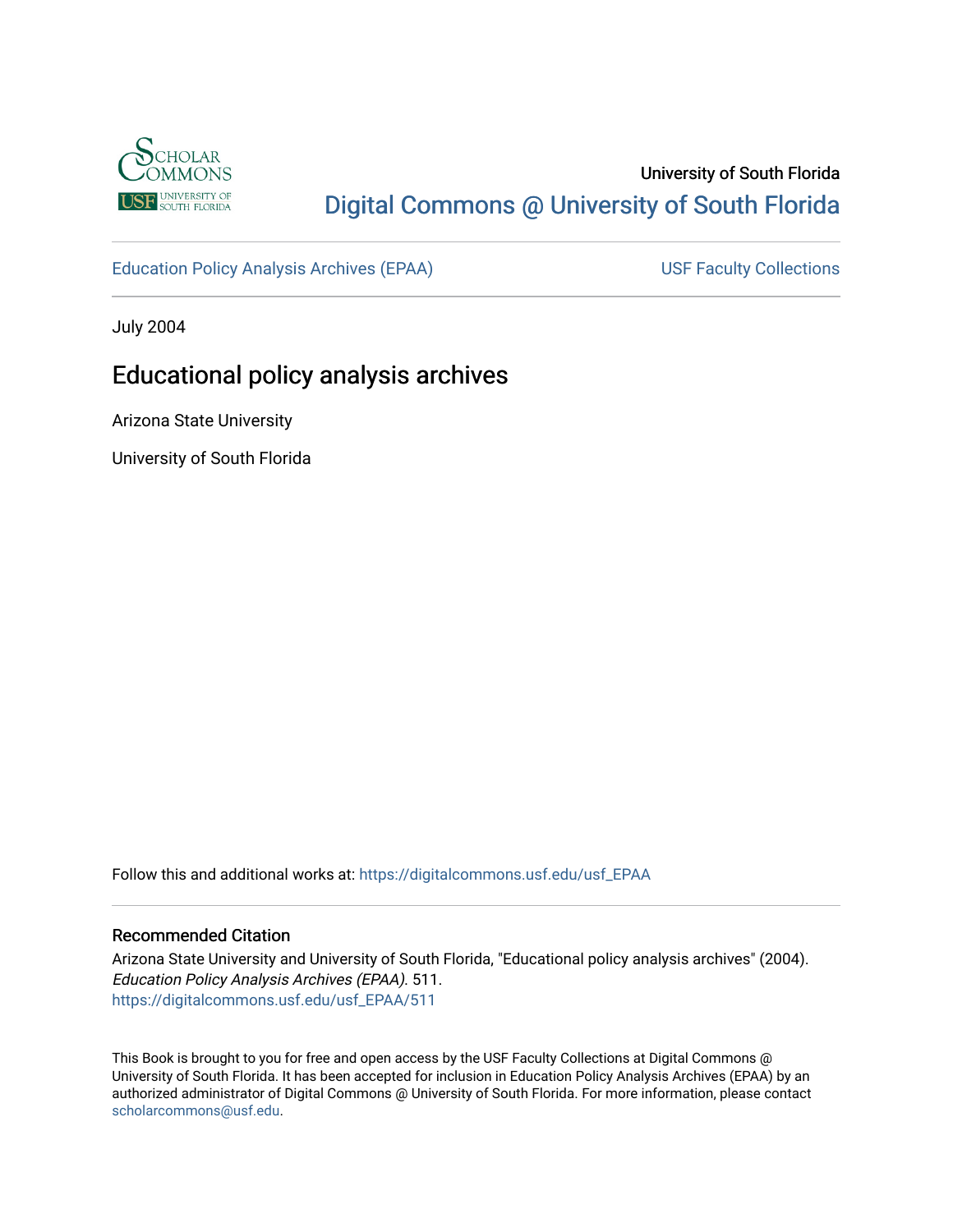University of South Florida

Digital Commons @ University of South Florida

Education Policy Analysis Archives (EPAA) | USF Faculty Collections

July 2004

# Educational policy analysis archives

Arizona State University

University of South Florida

Follow this and additional works at: https://digitalcommons.usf.edu/usf_EPAA

## Recommended Citation

Arizona State University and University of South Florida, "Educational policy analysis archives" (2004). *Education Policy Analysis Archives (EPAA)*. 511.
https://digitalcommons.usf.edu/usf_EPAA/511

This Book is brought to you for free and open access by the USF Faculty Collections at Digital Commons @ University of South Florida. It has been accepted for inclusion in Education Policy Analysis Archives (EPAA) by an authorized administrator of Digital Commons @ University of South Florida. For more information, please contact scholarcommons@usf.edu.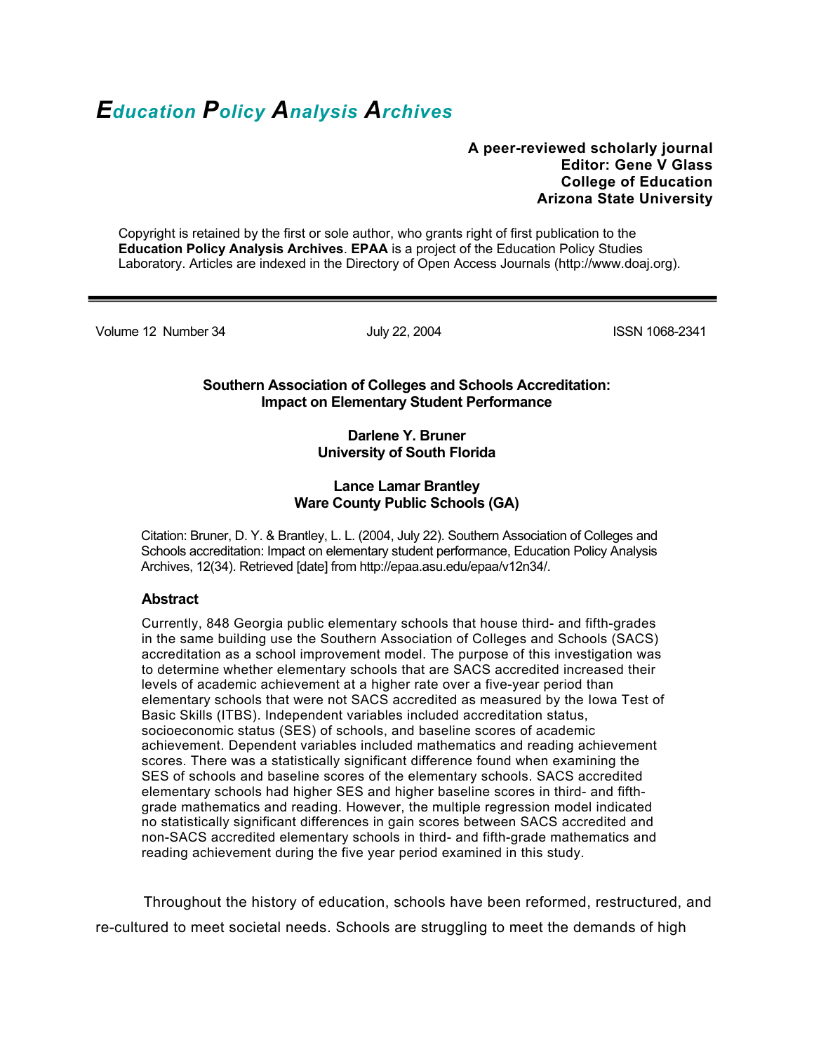# *Education Policy Analysis Archives*

**A peer-reviewed scholarly journal**
**Editor: Gene V Glass**
**College of Education**
**Arizona State University**

Copyright is retained by the first or sole author, who grants right of first publication to the **Education Policy Analysis Archives**. **EPAA** is a project of the Education Policy Studies Laboratory. Articles are indexed in the Directory of Open Access Journals (http://www.doaj.org).

---

Volume 12 Number 34 July 22, 2004 ISSN 1068-2341

## Southern Association of Colleges and Schools Accreditation: Impact on Elementary Student Performance

**Darlene Y. Bruner**
**University of South Florida**

**Lance Lamar Brantley**
**Ware County Public Schools (GA)**

Citation: Bruner, D. Y. & Brantley, L. L. (2004, July 22). Southern Association of Colleges and Schools accreditation: Impact on elementary student performance, Education Policy Analysis Archives, 12(34). Retrieved [date] from http://epaa.asu.edu/epaa/v12n34/.

### Abstract

Currently, 848 Georgia public elementary schools that house third- and fifth-grades in the same building use the Southern Association of Colleges and Schools (SACS) accreditation as a school improvement model. The purpose of this investigation was to determine whether elementary schools that are SACS accredited increased their levels of academic achievement at a higher rate over a five-year period than elementary schools that were not SACS accredited as measured by the Iowa Test of Basic Skills (ITBS). Independent variables included accreditation status, socioeconomic status (SES) of schools, and baseline scores of academic achievement. Dependent variables included mathematics and reading achievement scores. There was a statistically significant difference found when examining the SES of schools and baseline scores of the elementary schools. SACS accredited elementary schools had higher SES and higher baseline scores in third- and fifth-grade mathematics and reading. However, the multiple regression model indicated no statistically significant differences in gain scores between SACS accredited and non-SACS accredited elementary schools in third- and fifth-grade mathematics and reading achievement during the five year period examined in this study.

Throughout the history of education, schools have been reformed, restructured, and re-cultured to meet societal needs. Schools are struggling to meet the demands of high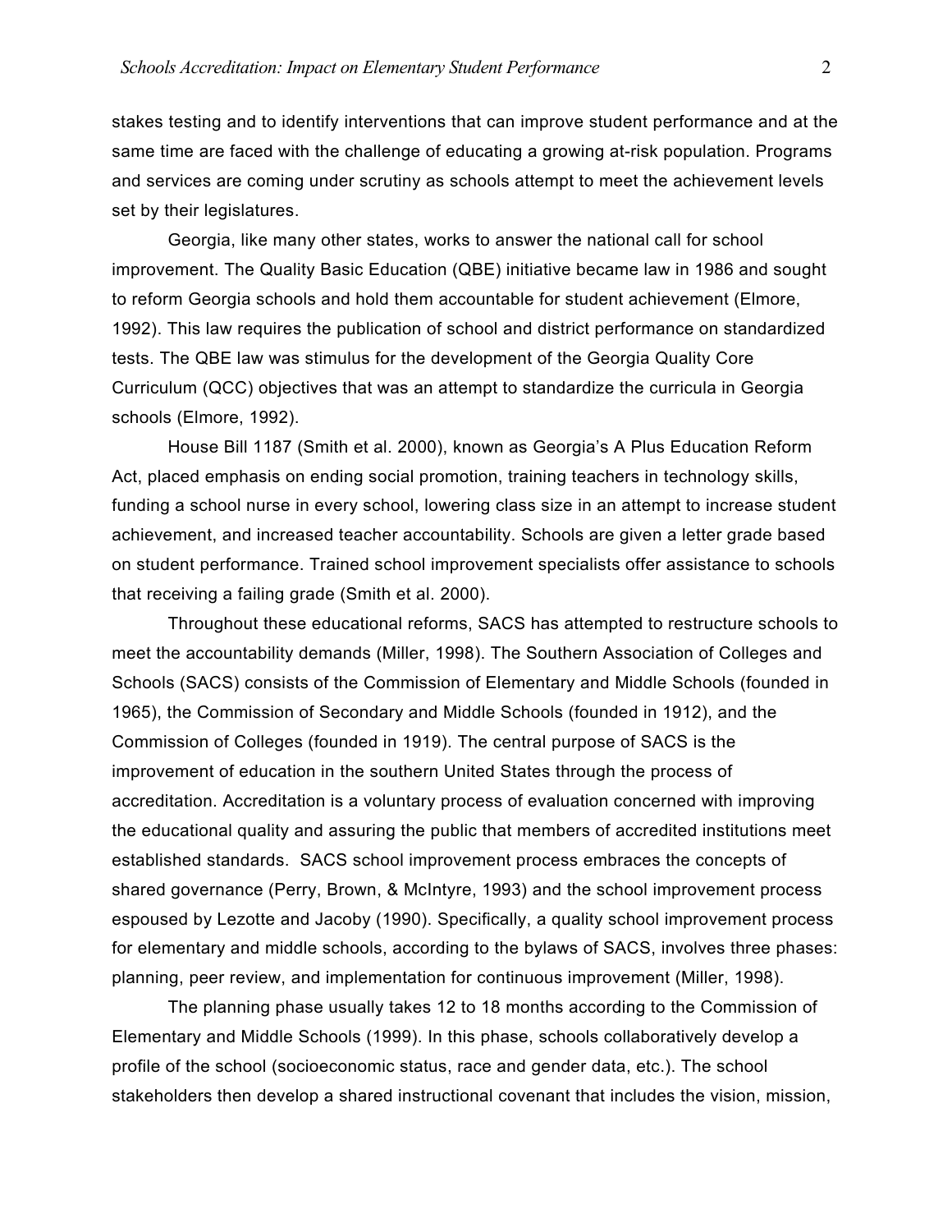stakes testing and to identify interventions that can improve student performance and at the same time are faced with the challenge of educating a growing at-risk population. Programs and services are coming under scrutiny as schools attempt to meet the achievement levels set by their legislatures.

Georgia, like many other states, works to answer the national call for school improvement. The Quality Basic Education (QBE) initiative became law in 1986 and sought to reform Georgia schools and hold them accountable for student achievement (Elmore, 1992). This law requires the publication of school and district performance on standardized tests. The QBE law was stimulus for the development of the Georgia Quality Core Curriculum (QCC) objectives that was an attempt to standardize the curricula in Georgia schools (Elmore, 1992).

House Bill 1187 (Smith et al. 2000), known as Georgia's A Plus Education Reform Act, placed emphasis on ending social promotion, training teachers in technology skills, funding a school nurse in every school, lowering class size in an attempt to increase student achievement, and increased teacher accountability. Schools are given a letter grade based on student performance. Trained school improvement specialists offer assistance to schools that receiving a failing grade (Smith et al. 2000).

Throughout these educational reforms, SACS has attempted to restructure schools to meet the accountability demands (Miller, 1998). The Southern Association of Colleges and Schools (SACS) consists of the Commission of Elementary and Middle Schools (founded in 1965), the Commission of Secondary and Middle Schools (founded in 1912), and the Commission of Colleges (founded in 1919). The central purpose of SACS is the improvement of education in the southern United States through the process of accreditation. Accreditation is a voluntary process of evaluation concerned with improving the educational quality and assuring the public that members of accredited institutions meet established standards. SACS school improvement process embraces the concepts of shared governance (Perry, Brown, & McIntyre, 1993) and the school improvement process espoused by Lezotte and Jacoby (1990). Specifically, a quality school improvement process for elementary and middle schools, according to the bylaws of SACS, involves three phases: planning, peer review, and implementation for continuous improvement (Miller, 1998).

The planning phase usually takes 12 to 18 months according to the Commission of Elementary and Middle Schools (1999). In this phase, schools collaboratively develop a profile of the school (socioeconomic status, race and gender data, etc.). The school stakeholders then develop a shared instructional covenant that includes the vision, mission,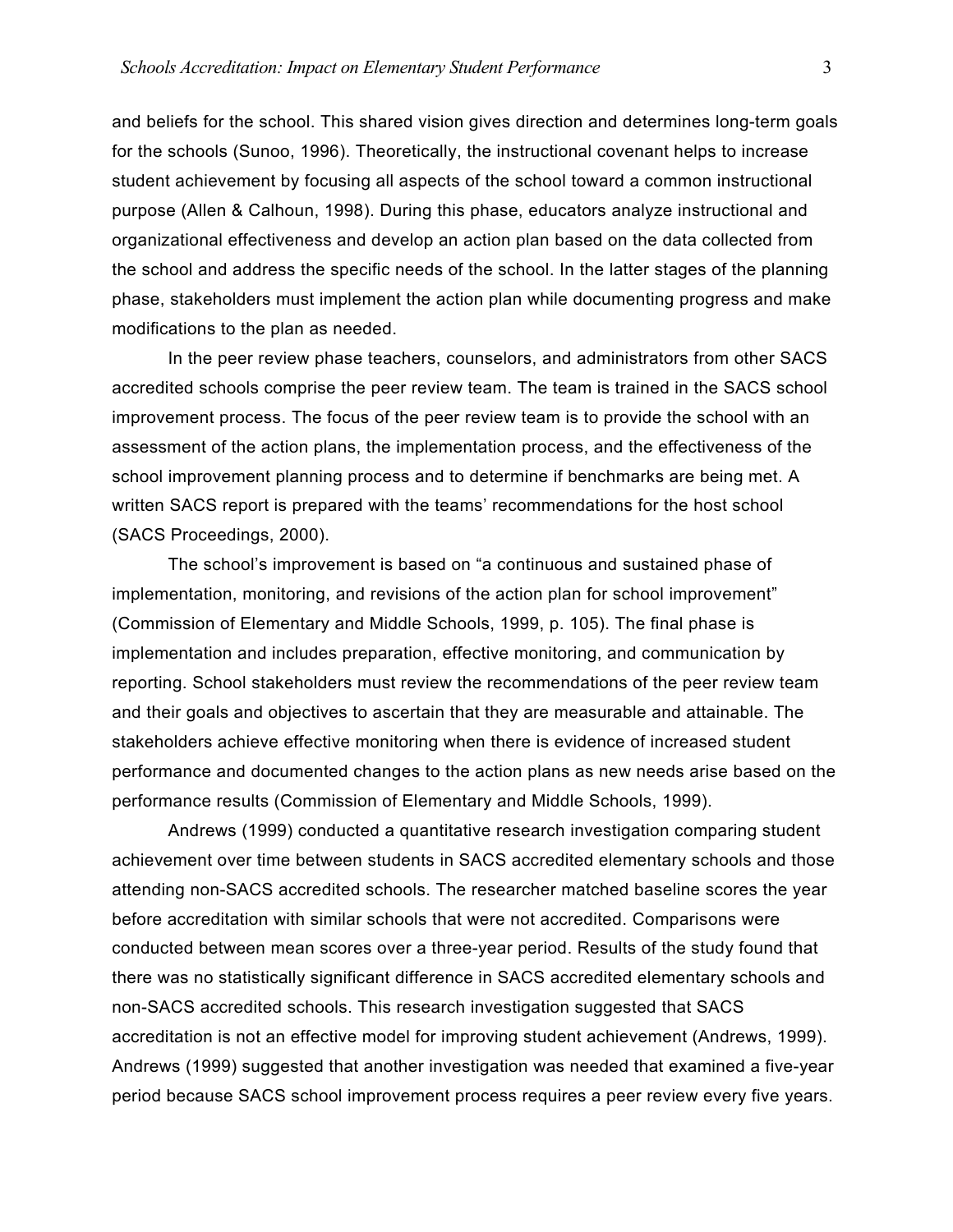and beliefs for the school. This shared vision gives direction and determines long-term goals for the schools (Sunoo, 1996). Theoretically, the instructional covenant helps to increase student achievement by focusing all aspects of the school toward a common instructional purpose (Allen & Calhoun, 1998). During this phase, educators analyze instructional and organizational effectiveness and develop an action plan based on the data collected from the school and address the specific needs of the school. In the latter stages of the planning phase, stakeholders must implement the action plan while documenting progress and make modifications to the plan as needed.

In the peer review phase teachers, counselors, and administrators from other SACS accredited schools comprise the peer review team. The team is trained in the SACS school improvement process. The focus of the peer review team is to provide the school with an assessment of the action plans, the implementation process, and the effectiveness of the school improvement planning process and to determine if benchmarks are being met. A written SACS report is prepared with the teams' recommendations for the host school (SACS Proceedings, 2000).

The school's improvement is based on "a continuous and sustained phase of implementation, monitoring, and revisions of the action plan for school improvement" (Commission of Elementary and Middle Schools, 1999, p. 105). The final phase is implementation and includes preparation, effective monitoring, and communication by reporting. School stakeholders must review the recommendations of the peer review team and their goals and objectives to ascertain that they are measurable and attainable. The stakeholders achieve effective monitoring when there is evidence of increased student performance and documented changes to the action plans as new needs arise based on the performance results (Commission of Elementary and Middle Schools, 1999).

Andrews (1999) conducted a quantitative research investigation comparing student achievement over time between students in SACS accredited elementary schools and those attending non-SACS accredited schools. The researcher matched baseline scores the year before accreditation with similar schools that were not accredited. Comparisons were conducted between mean scores over a three-year period. Results of the study found that there was no statistically significant difference in SACS accredited elementary schools and non-SACS accredited schools. This research investigation suggested that SACS accreditation is not an effective model for improving student achievement (Andrews, 1999). Andrews (1999) suggested that another investigation was needed that examined a five-year period because SACS school improvement process requires a peer review every five years.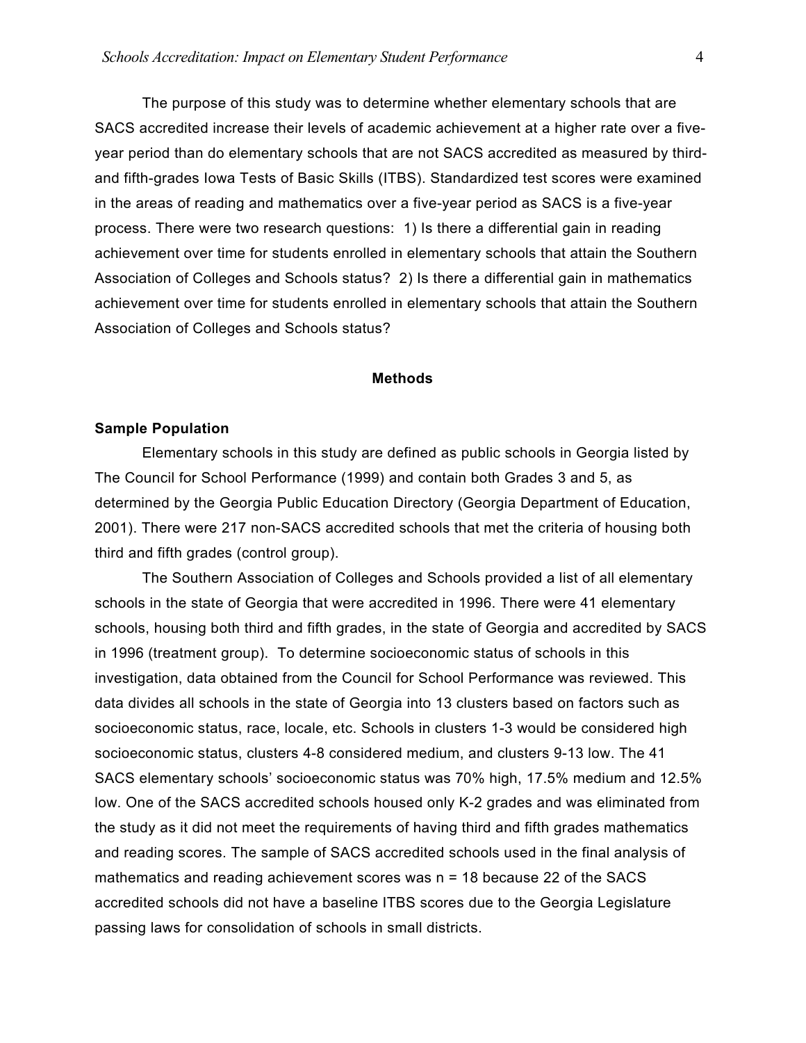The purpose of this study was to determine whether elementary schools that are SACS accredited increase their levels of academic achievement at a higher rate over a five-year period than do elementary schools that are not SACS accredited as measured by third- and fifth-grades Iowa Tests of Basic Skills (ITBS). Standardized test scores were examined in the areas of reading and mathematics over a five-year period as SACS is a five-year process. There were two research questions: 1) Is there a differential gain in reading achievement over time for students enrolled in elementary schools that attain the Southern Association of Colleges and Schools status? 2) Is there a differential gain in mathematics achievement over time for students enrolled in elementary schools that attain the Southern Association of Colleges and Schools status?

## Methods

### Sample Population

Elementary schools in this study are defined as public schools in Georgia listed by The Council for School Performance (1999) and contain both Grades 3 and 5, as determined by the Georgia Public Education Directory (Georgia Department of Education, 2001). There were 217 non-SACS accredited schools that met the criteria of housing both third and fifth grades (control group).

The Southern Association of Colleges and Schools provided a list of all elementary schools in the state of Georgia that were accredited in 1996. There were 41 elementary schools, housing both third and fifth grades, in the state of Georgia and accredited by SACS in 1996 (treatment group). To determine socioeconomic status of schools in this investigation, data obtained from the Council for School Performance was reviewed. This data divides all schools in the state of Georgia into 13 clusters based on factors such as socioeconomic status, race, locale, etc. Schools in clusters 1-3 would be considered high socioeconomic status, clusters 4-8 considered medium, and clusters 9-13 low. The 41 SACS elementary schools' socioeconomic status was 70% high, 17.5% medium and 12.5% low. One of the SACS accredited schools housed only K-2 grades and was eliminated from the study as it did not meet the requirements of having third and fifth grades mathematics and reading scores. The sample of SACS accredited schools used in the final analysis of mathematics and reading achievement scores was $n = 18$ because 22 of the SACS accredited schools did not have a baseline ITBS scores due to the Georgia Legislature passing laws for consolidation of schools in small districts.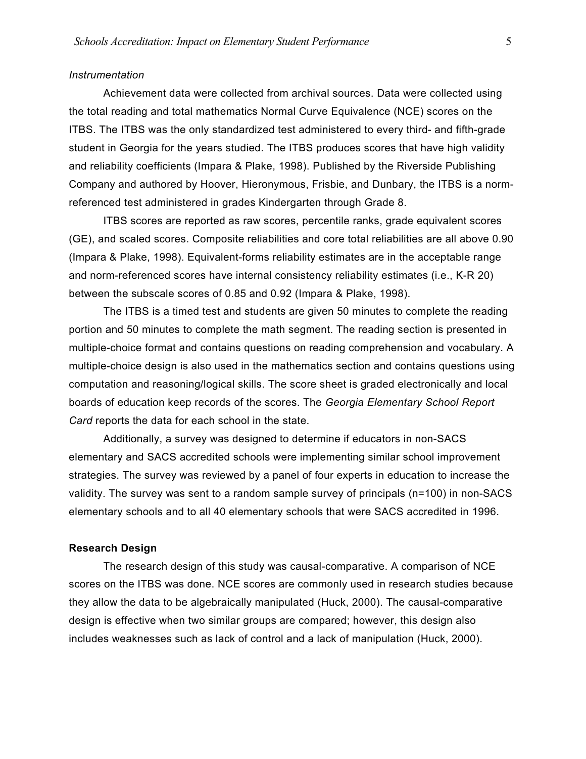*Instrumentation*

Achievement data were collected from archival sources. Data were collected using the total reading and total mathematics Normal Curve Equivalence (NCE) scores on the ITBS. The ITBS was the only standardized test administered to every third- and fifth-grade student in Georgia for the years studied. The ITBS produces scores that have high validity and reliability coefficients (Impara & Plake, 1998). Published by the Riverside Publishing Company and authored by Hoover, Hieronymous, Frisbie, and Dunbary, the ITBS is a norm-referenced test administered in grades Kindergarten through Grade 8.

ITBS scores are reported as raw scores, percentile ranks, grade equivalent scores (GE), and scaled scores. Composite reliabilities and core total reliabilities are all above 0.90 (Impara & Plake, 1998). Equivalent-forms reliability estimates are in the acceptable range and norm-referenced scores have internal consistency reliability estimates (i.e., K-R 20) between the subscale scores of 0.85 and 0.92 (Impara & Plake, 1998).

The ITBS is a timed test and students are given 50 minutes to complete the reading portion and 50 minutes to complete the math segment. The reading section is presented in multiple-choice format and contains questions on reading comprehension and vocabulary. A multiple-choice design is also used in the mathematics section and contains questions using computation and reasoning/logical skills. The score sheet is graded electronically and local boards of education keep records of the scores. The *Georgia Elementary School Report Card* reports the data for each school in the state.

Additionally, a survey was designed to determine if educators in non-SACS elementary and SACS accredited schools were implementing similar school improvement strategies. The survey was reviewed by a panel of four experts in education to increase the validity. The survey was sent to a random sample survey of principals (n=100) in non-SACS elementary schools and to all 40 elementary schools that were SACS accredited in 1996.

**Research Design**

The research design of this study was causal-comparative. A comparison of NCE scores on the ITBS was done. NCE scores are commonly used in research studies because they allow the data to be algebraically manipulated (Huck, 2000). The causal-comparative design is effective when two similar groups are compared; however, this design also includes weaknesses such as lack of control and a lack of manipulation (Huck, 2000).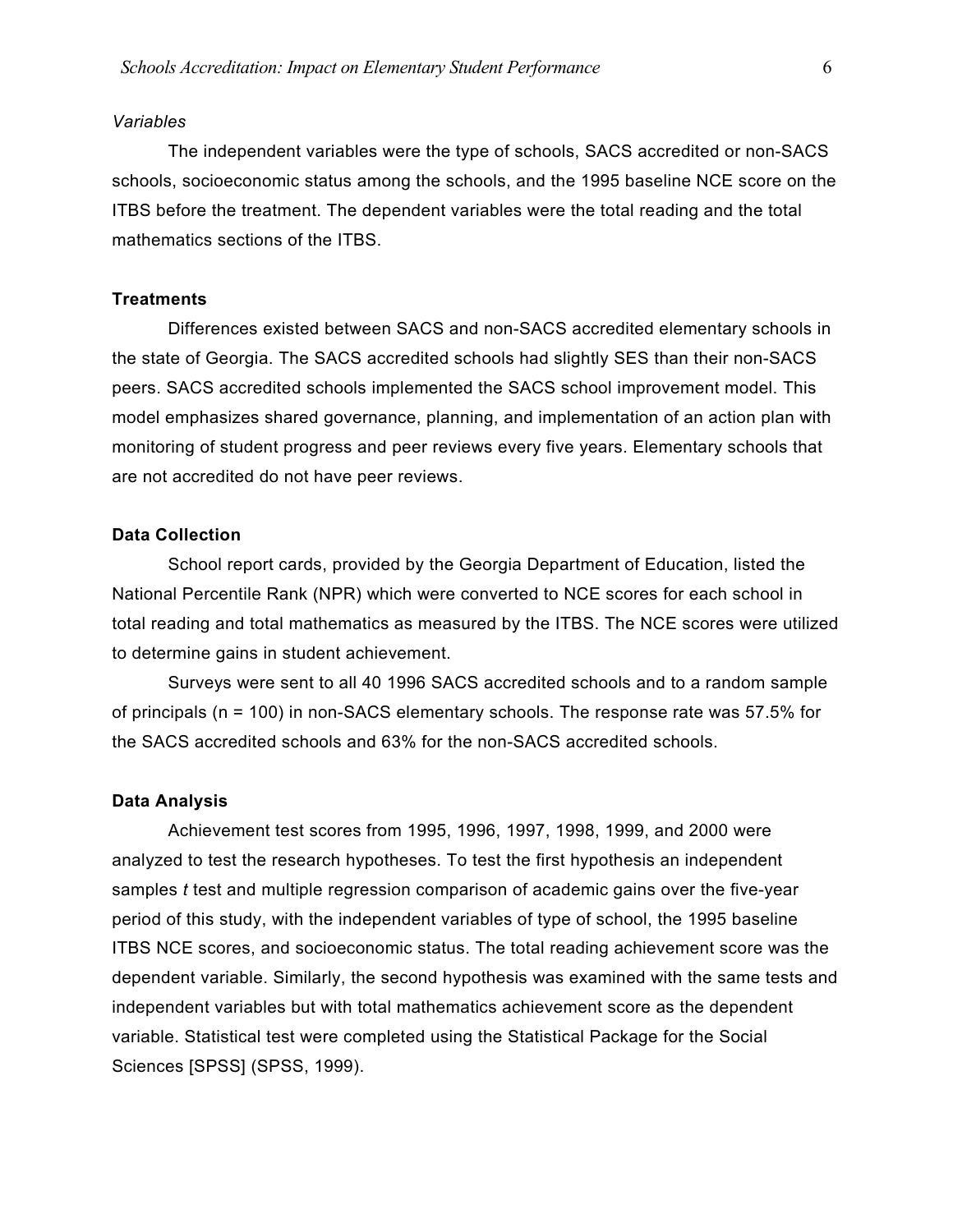*Variables*

The independent variables were the type of schools, SACS accredited or non-SACS schools, socioeconomic status among the schools, and the 1995 baseline NCE score on the ITBS before the treatment. The dependent variables were the total reading and the total mathematics sections of the ITBS.

**Treatments**

Differences existed between SACS and non-SACS accredited elementary schools in the state of Georgia. The SACS accredited schools had slightly SES than their non-SACS peers. SACS accredited schools implemented the SACS school improvement model. This model emphasizes shared governance, planning, and implementation of an action plan with monitoring of student progress and peer reviews every five years. Elementary schools that are not accredited do not have peer reviews.

**Data Collection**

School report cards, provided by the Georgia Department of Education, listed the National Percentile Rank (NPR) which were converted to NCE scores for each school in total reading and total mathematics as measured by the ITBS. The NCE scores were utilized to determine gains in student achievement.

Surveys were sent to all 40 1996 SACS accredited schools and to a random sample of principals (n = 100) in non-SACS elementary schools. The response rate was 57.5% for the SACS accredited schools and 63% for the non-SACS accredited schools.

**Data Analysis**

Achievement test scores from 1995, 1996, 1997, 1998, 1999, and 2000 were analyzed to test the research hypotheses. To test the first hypothesis an independent samples *t* test and multiple regression comparison of academic gains over the five-year period of this study, with the independent variables of type of school, the 1995 baseline ITBS NCE scores, and socioeconomic status. The total reading achievement score was the dependent variable. Similarly, the second hypothesis was examined with the same tests and independent variables but with total mathematics achievement score as the dependent variable. Statistical test were completed using the Statistical Package for the Social Sciences [SPSS] (SPSS, 1999).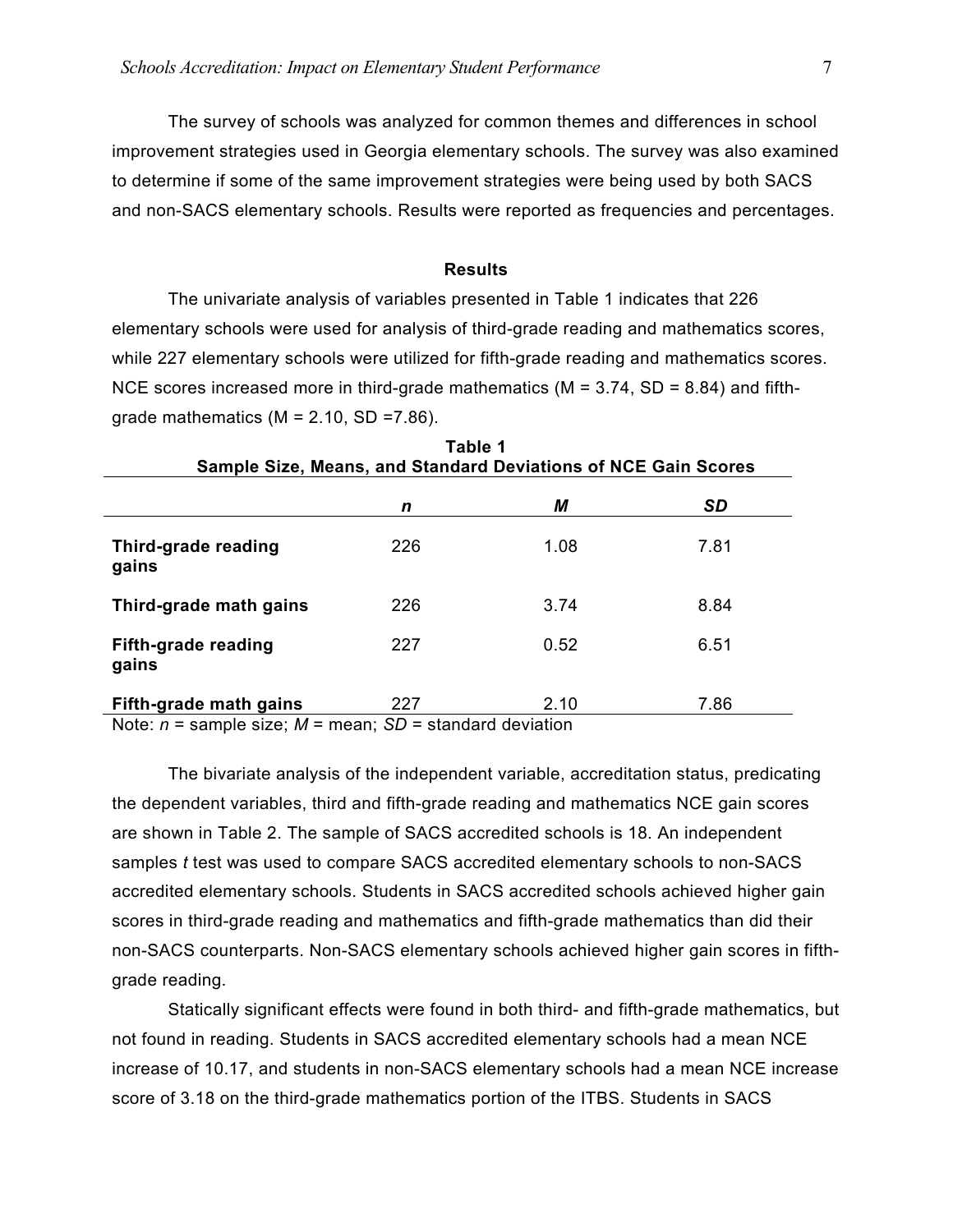The survey of schools was analyzed for common themes and differences in school improvement strategies used in Georgia elementary schools. The survey was also examined to determine if some of the same improvement strategies were being used by both SACS and non-SACS elementary schools. Results were reported as frequencies and percentages.

## Results

The univariate analysis of variables presented in Table 1 indicates that 226 elementary schools were used for analysis of third-grade reading and mathematics scores, while 227 elementary schools were utilized for fifth-grade reading and mathematics scores. NCE scores increased more in third-grade mathematics (M = 3.74, SD = 8.84) and fifth-grade mathematics (M = 2.10, SD =7.86).

**Table 1**
**Sample Size, Means, and Standard Deviations of NCE Gain Scores**

| | *n* | *M* | *SD* |
|---|---|---|---|
| **Third-grade reading gains** | 226 | 1.08 | 7.81 |
| **Third-grade math gains** | 226 | 3.74 | 8.84 |
| **Fifth-grade reading gains** | 227 | 0.52 | 6.51 |
| **Fifth-grade math gains** | 227 | 2.10 | 7.86 |

Note: *n* = sample size; *M* = mean; *SD* = standard deviation

The bivariate analysis of the independent variable, accreditation status, predicating the dependent variables, third and fifth-grade reading and mathematics NCE gain scores are shown in Table 2. The sample of SACS accredited schools is 18. An independent samples *t* test was used to compare SACS accredited elementary schools to non-SACS accredited elementary schools. Students in SACS accredited schools achieved higher gain scores in third-grade reading and mathematics and fifth-grade mathematics than did their non-SACS counterparts. Non-SACS elementary schools achieved higher gain scores in fifth-grade reading.

Statically significant effects were found in both third- and fifth-grade mathematics, but not found in reading. Students in SACS accredited elementary schools had a mean NCE increase of 10.17, and students in non-SACS elementary schools had a mean NCE increase score of 3.18 on the third-grade mathematics portion of the ITBS. Students in SACS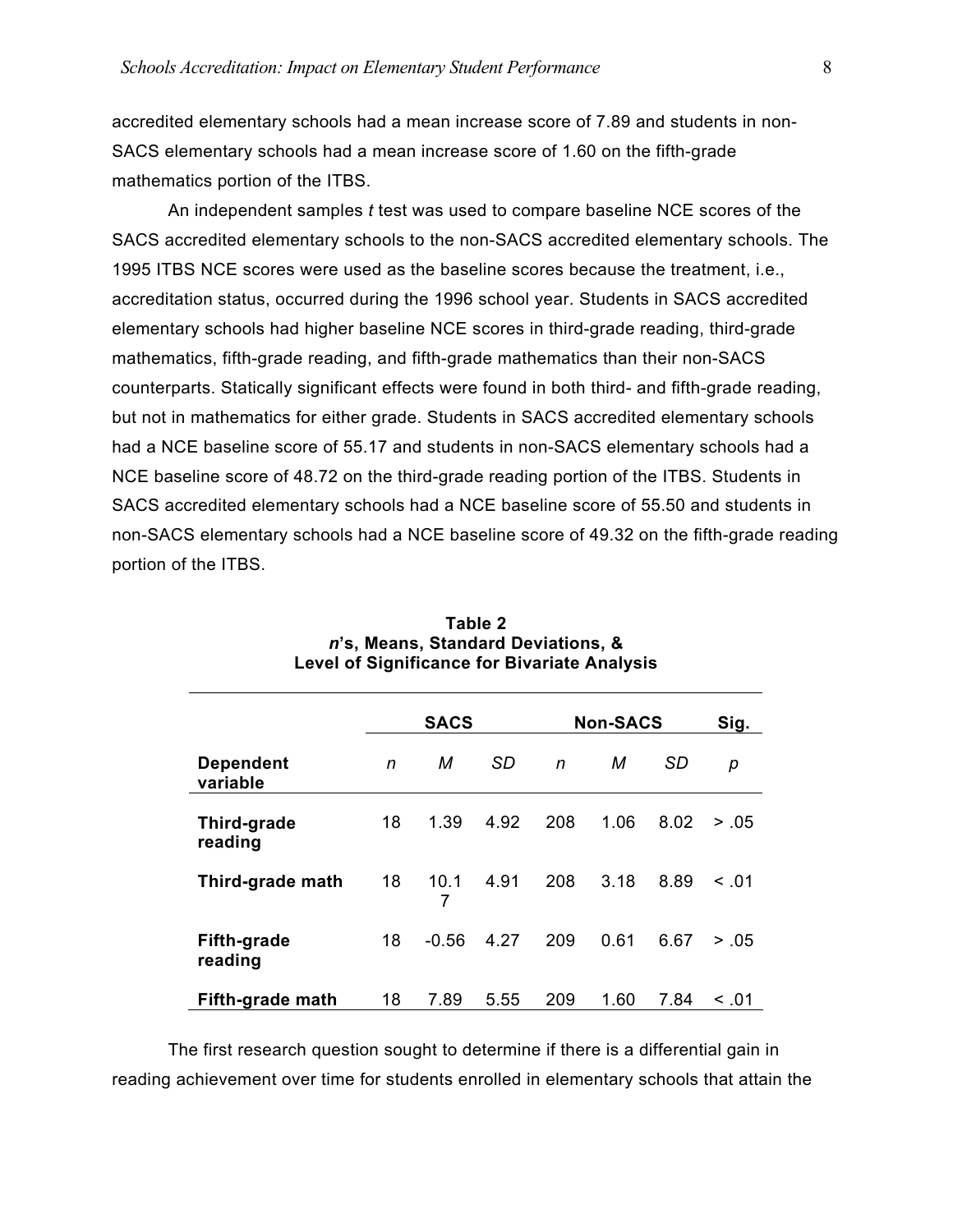accredited elementary schools had a mean increase score of 7.89 and students in non-SACS elementary schools had a mean increase score of 1.60 on the fifth-grade mathematics portion of the ITBS.

An independent samples *t* test was used to compare baseline NCE scores of the SACS accredited elementary schools to the non-SACS accredited elementary schools. The 1995 ITBS NCE scores were used as the baseline scores because the treatment, i.e., accreditation status, occurred during the 1996 school year. Students in SACS accredited elementary schools had higher baseline NCE scores in third-grade reading, third-grade mathematics, fifth-grade reading, and fifth-grade mathematics than their non-SACS counterparts. Statically significant effects were found in both third- and fifth-grade reading, but not in mathematics for either grade. Students in SACS accredited elementary schools had a NCE baseline score of 55.17 and students in non-SACS elementary schools had a NCE baseline score of 48.72 on the third-grade reading portion of the ITBS. Students in SACS accredited elementary schools had a NCE baseline score of 55.50 and students in non-SACS elementary schools had a NCE baseline score of 49.32 on the fifth-grade reading portion of the ITBS.

**Table 2**
***n*'s, Means, Standard Deviations, & Level of Significance for Bivariate Analysis**

| | SACS | | | Non-SACS | | | Sig. |
|---|---|---|---|---|---|---|---|
| **Dependent variable** | *n* | *M* | *SD* | *n* | *M* | *SD* | *p* |
| **Third-grade reading** | 18 | 1.39 | 4.92 | 208 | 1.06 | 8.02 | > .05 |
| **Third-grade math** | 18 | 10.17 | 4.91 | 208 | 3.18 | 8.89 | < .01 |
| **Fifth-grade reading** | 18 | -0.56 | 4.27 | 209 | 0.61 | 6.67 | > .05 |
| **Fifth-grade math** | 18 | 7.89 | 5.55 | 209 | 1.60 | 7.84 | < .01 |

The first research question sought to determine if there is a differential gain in reading achievement over time for students enrolled in elementary schools that attain the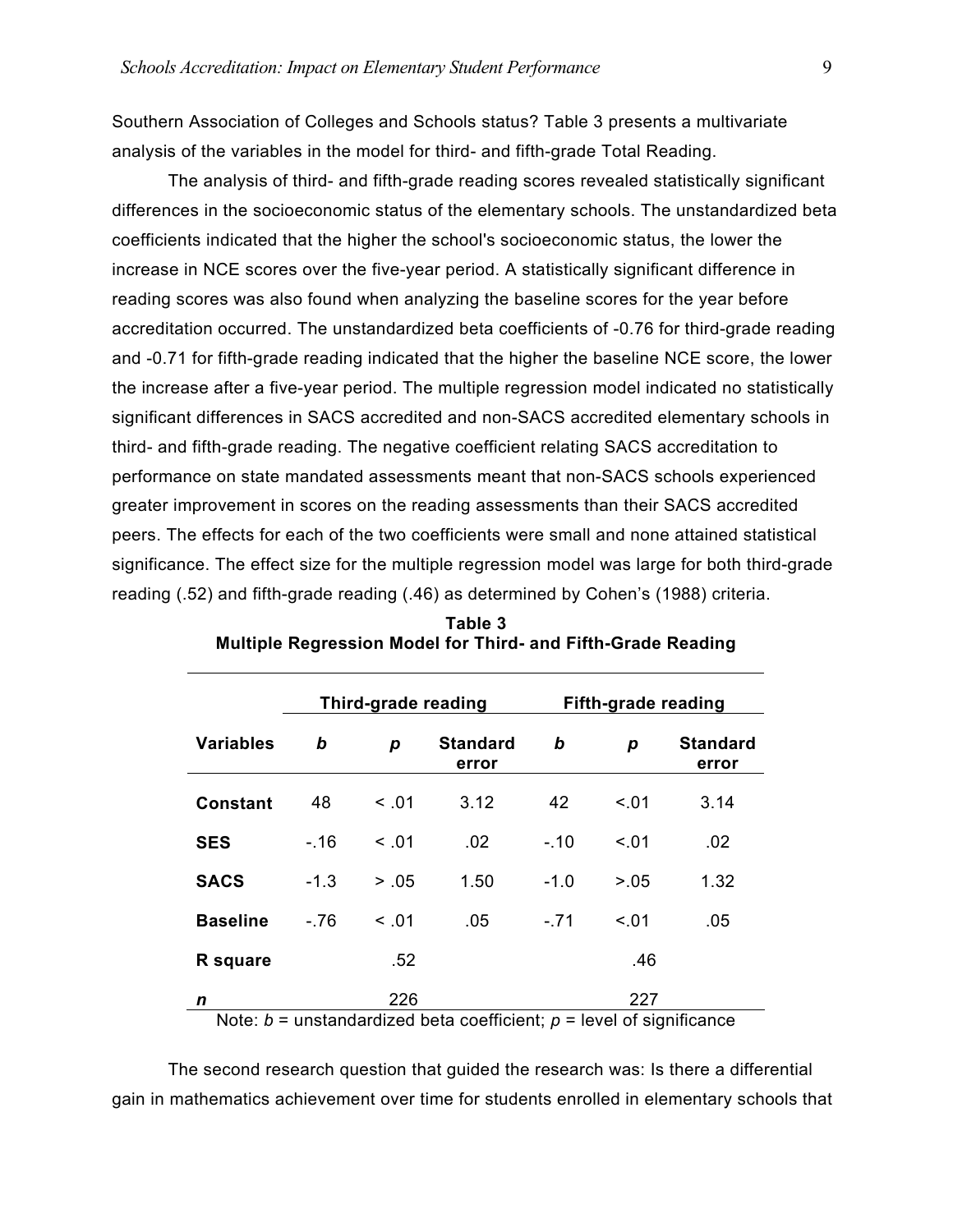Southern Association of Colleges and Schools status? Table 3 presents a multivariate analysis of the variables in the model for third- and fifth-grade Total Reading.

The analysis of third- and fifth-grade reading scores revealed statistically significant differences in the socioeconomic status of the elementary schools. The unstandardized beta coefficients indicated that the higher the school's socioeconomic status, the lower the increase in NCE scores over the five-year period. A statistically significant difference in reading scores was also found when analyzing the baseline scores for the year before accreditation occurred. The unstandardized beta coefficients of -0.76 for third-grade reading and -0.71 for fifth-grade reading indicated that the higher the baseline NCE score, the lower the increase after a five-year period. The multiple regression model indicated no statistically significant differences in SACS accredited and non-SACS accredited elementary schools in third- and fifth-grade reading. The negative coefficient relating SACS accreditation to performance on state mandated assessments meant that non-SACS schools experienced greater improvement in scores on the reading assessments than their SACS accredited peers. The effects for each of the two coefficients were small and none attained statistical significance. The effect size for the multiple regression model was large for both third-grade reading (.52) and fifth-grade reading (.46) as determined by Cohen's (1988) criteria.

**Table 3**
**Multiple Regression Model for Third- and Fifth-Grade Reading**

| | Third-grade reading | | | Fifth-grade reading | | |
|---|---|---|---|---|---|---|
| **Variables** | ***b*** | ***p*** | **Standard error** | ***b*** | ***p*** | **Standard error** |
| **Constant** | 48 | < .01 | 3.12 | 42 | <.01 | 3.14 |
| **SES** | -.16 | < .01 | .02 | -.10 | <.01 | .02 |
| **SACS** | -1.3 | > .05 | 1.50 | -1.0 | >.05 | 1.32 |
| **Baseline** | -.76 | < .01 | .05 | -.71 | <.01 | .05 |
| **R square** | | .52 | | | .46 | |
| ***n*** | | 226 | | | 227 | |

Note: *b* = unstandardized beta coefficient; *p* = level of significance

The second research question that guided the research was: Is there a differential gain in mathematics achievement over time for students enrolled in elementary schools that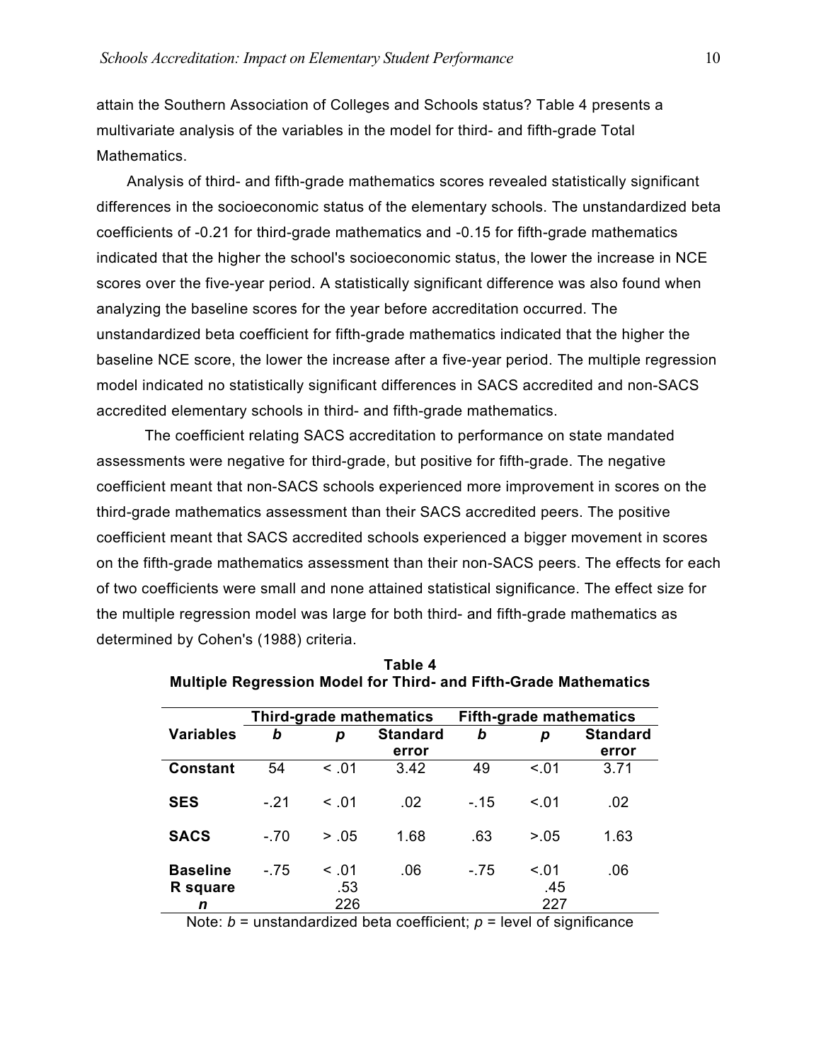attain the Southern Association of Colleges and Schools status? Table 4 presents a multivariate analysis of the variables in the model for third- and fifth-grade Total Mathematics.

Analysis of third- and fifth-grade mathematics scores revealed statistically significant differences in the socioeconomic status of the elementary schools. The unstandardized beta coefficients of -0.21 for third-grade mathematics and -0.15 for fifth-grade mathematics indicated that the higher the school's socioeconomic status, the lower the increase in NCE scores over the five-year period. A statistically significant difference was also found when analyzing the baseline scores for the year before accreditation occurred. The unstandardized beta coefficient for fifth-grade mathematics indicated that the higher the baseline NCE score, the lower the increase after a five-year period. The multiple regression model indicated no statistically significant differences in SACS accredited and non-SACS accredited elementary schools in third- and fifth-grade mathematics.

The coefficient relating SACS accreditation to performance on state mandated assessments were negative for third-grade, but positive for fifth-grade. The negative coefficient meant that non-SACS schools experienced more improvement in scores on the third-grade mathematics assessment than their SACS accredited peers. The positive coefficient meant that SACS accredited schools experienced a bigger movement in scores on the fifth-grade mathematics assessment than their non-SACS peers. The effects for each of two coefficients were small and none attained statistical significance. The effect size for the multiple regression model was large for both third- and fifth-grade mathematics as determined by Cohen's (1988) criteria.

**Table 4**
**Multiple Regression Model for Third- and Fifth-Grade Mathematics**

| | Third-grade mathematics | | | Fifth-grade mathematics | | |
|---|---|---|---|---|---|---|
| **Variables** | ***b*** | ***p*** | **Standard error** | ***b*** | ***p*** | **Standard error** |
| **Constant** | 54 | < .01 | 3.42 | 49 | <.01 | 3.71 |
| **SES** | -.21 | < .01 | .02 | -.15 | <.01 | .02 |
| **SACS** | -.70 | > .05 | 1.68 | .63 | >.05 | 1.63 |
| **Baseline** | -.75 | < .01 | .06 | -.75 | <.01 | .06 |
| **R square** | | .53 | | | .45 | |
| ***n*** | | 226 | | | 227 | |

Note: *b* = unstandardized beta coefficient; *p* = level of significance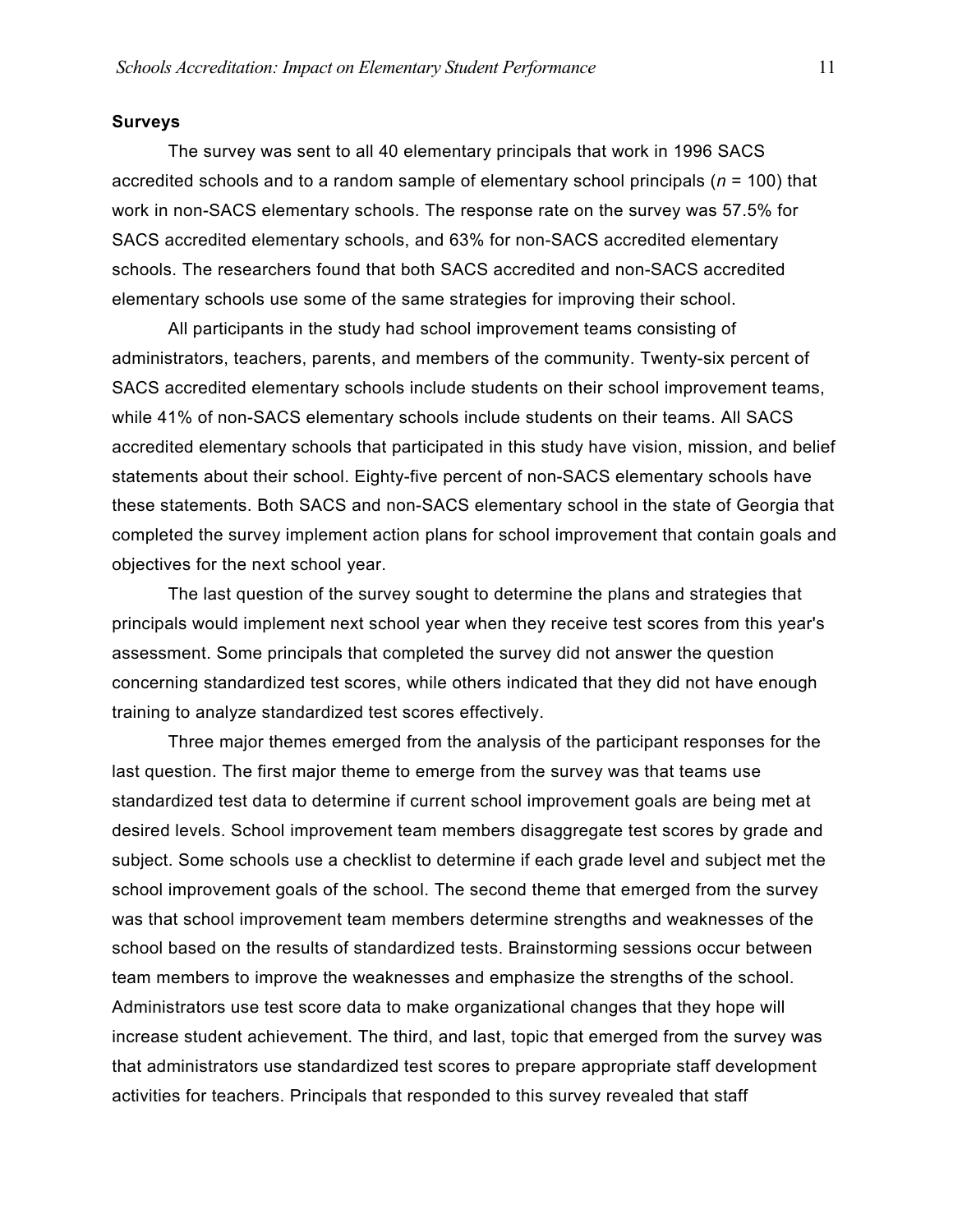**Surveys**

The survey was sent to all 40 elementary principals that work in 1996 SACS accredited schools and to a random sample of elementary school principals (*n* = 100) that work in non-SACS elementary schools. The response rate on the survey was 57.5% for SACS accredited elementary schools, and 63% for non-SACS accredited elementary schools. The researchers found that both SACS accredited and non-SACS accredited elementary schools use some of the same strategies for improving their school.

All participants in the study had school improvement teams consisting of administrators, teachers, parents, and members of the community. Twenty-six percent of SACS accredited elementary schools include students on their school improvement teams, while 41% of non-SACS elementary schools include students on their teams. All SACS accredited elementary schools that participated in this study have vision, mission, and belief statements about their school. Eighty-five percent of non-SACS elementary schools have these statements. Both SACS and non-SACS elementary school in the state of Georgia that completed the survey implement action plans for school improvement that contain goals and objectives for the next school year.

The last question of the survey sought to determine the plans and strategies that principals would implement next school year when they receive test scores from this year's assessment. Some principals that completed the survey did not answer the question concerning standardized test scores, while others indicated that they did not have enough training to analyze standardized test scores effectively.

Three major themes emerged from the analysis of the participant responses for the last question. The first major theme to emerge from the survey was that teams use standardized test data to determine if current school improvement goals are being met at desired levels. School improvement team members disaggregate test scores by grade and subject. Some schools use a checklist to determine if each grade level and subject met the school improvement goals of the school. The second theme that emerged from the survey was that school improvement team members determine strengths and weaknesses of the school based on the results of standardized tests. Brainstorming sessions occur between team members to improve the weaknesses and emphasize the strengths of the school. Administrators use test score data to make organizational changes that they hope will increase student achievement. The third, and last, topic that emerged from the survey was that administrators use standardized test scores to prepare appropriate staff development activities for teachers. Principals that responded to this survey revealed that staff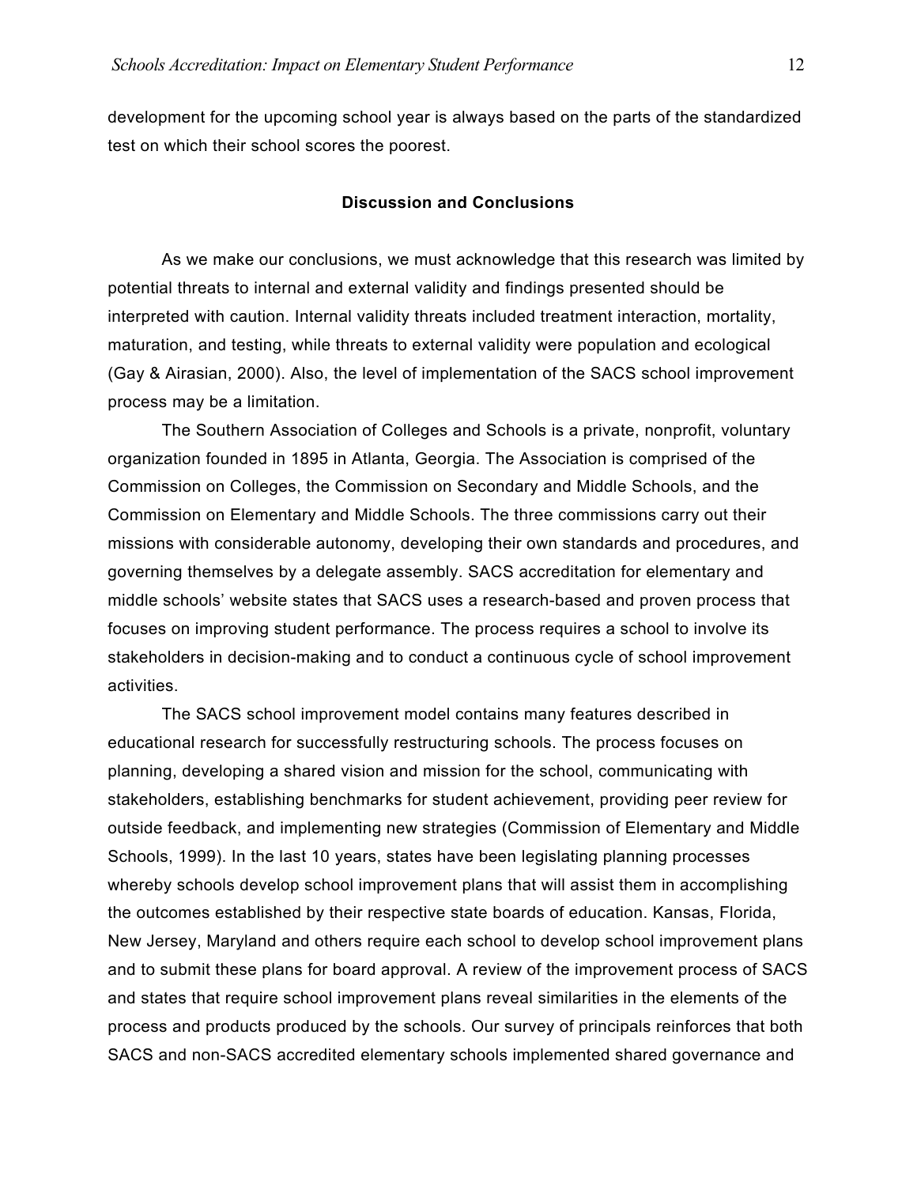development for the upcoming school year is always based on the parts of the standardized test on which their school scores the poorest.

## Discussion and Conclusions

As we make our conclusions, we must acknowledge that this research was limited by potential threats to internal and external validity and findings presented should be interpreted with caution. Internal validity threats included treatment interaction, mortality, maturation, and testing, while threats to external validity were population and ecological (Gay & Airasian, 2000). Also, the level of implementation of the SACS school improvement process may be a limitation.

The Southern Association of Colleges and Schools is a private, nonprofit, voluntary organization founded in 1895 in Atlanta, Georgia. The Association is comprised of the Commission on Colleges, the Commission on Secondary and Middle Schools, and the Commission on Elementary and Middle Schools. The three commissions carry out their missions with considerable autonomy, developing their own standards and procedures, and governing themselves by a delegate assembly. SACS accreditation for elementary and middle schools' website states that SACS uses a research-based and proven process that focuses on improving student performance. The process requires a school to involve its stakeholders in decision-making and to conduct a continuous cycle of school improvement activities.

The SACS school improvement model contains many features described in educational research for successfully restructuring schools. The process focuses on planning, developing a shared vision and mission for the school, communicating with stakeholders, establishing benchmarks for student achievement, providing peer review for outside feedback, and implementing new strategies (Commission of Elementary and Middle Schools, 1999). In the last 10 years, states have been legislating planning processes whereby schools develop school improvement plans that will assist them in accomplishing the outcomes established by their respective state boards of education. Kansas, Florida, New Jersey, Maryland and others require each school to develop school improvement plans and to submit these plans for board approval. A review of the improvement process of SACS and states that require school improvement plans reveal similarities in the elements of the process and products produced by the schools. Our survey of principals reinforces that both SACS and non-SACS accredited elementary schools implemented shared governance and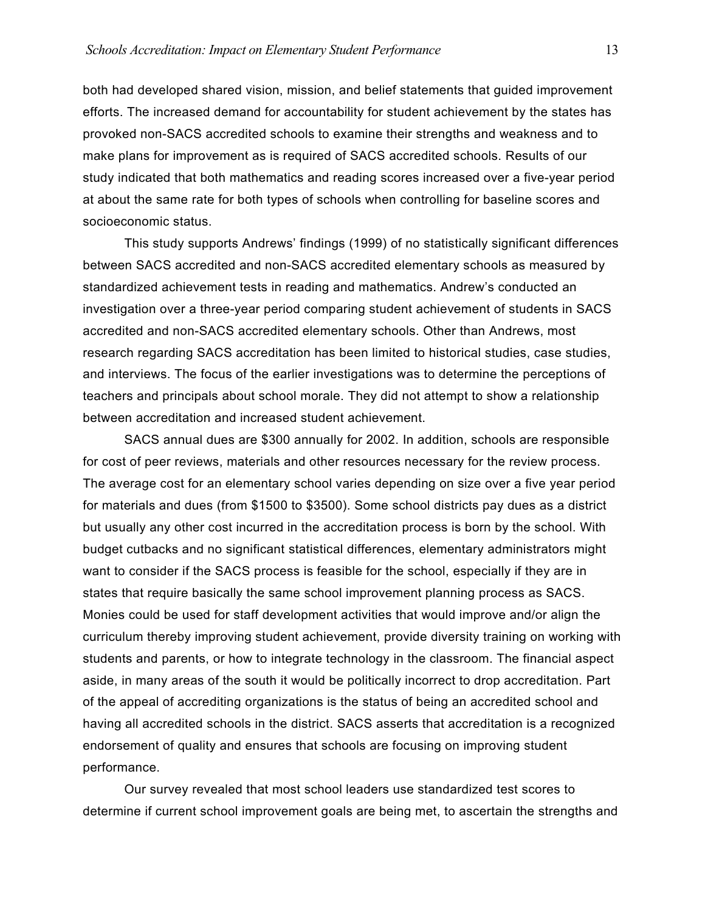both had developed shared vision, mission, and belief statements that guided improvement efforts. The increased demand for accountability for student achievement by the states has provoked non-SACS accredited schools to examine their strengths and weakness and to make plans for improvement as is required of SACS accredited schools. Results of our study indicated that both mathematics and reading scores increased over a five-year period at about the same rate for both types of schools when controlling for baseline scores and socioeconomic status.

This study supports Andrews' findings (1999) of no statistically significant differences between SACS accredited and non-SACS accredited elementary schools as measured by standardized achievement tests in reading and mathematics. Andrew's conducted an investigation over a three-year period comparing student achievement of students in SACS accredited and non-SACS accredited elementary schools. Other than Andrews, most research regarding SACS accreditation has been limited to historical studies, case studies, and interviews. The focus of the earlier investigations was to determine the perceptions of teachers and principals about school morale. They did not attempt to show a relationship between accreditation and increased student achievement.

SACS annual dues are $300 annually for 2002. In addition, schools are responsible for cost of peer reviews, materials and other resources necessary for the review process. The average cost for an elementary school varies depending on size over a five year period for materials and dues (from $1500 to $3500). Some school districts pay dues as a district but usually any other cost incurred in the accreditation process is born by the school. With budget cutbacks and no significant statistical differences, elementary administrators might want to consider if the SACS process is feasible for the school, especially if they are in states that require basically the same school improvement planning process as SACS. Monies could be used for staff development activities that would improve and/or align the curriculum thereby improving student achievement, provide diversity training on working with students and parents, or how to integrate technology in the classroom. The financial aspect aside, in many areas of the south it would be politically incorrect to drop accreditation. Part of the appeal of accrediting organizations is the status of being an accredited school and having all accredited schools in the district. SACS asserts that accreditation is a recognized endorsement of quality and ensures that schools are focusing on improving student performance.

Our survey revealed that most school leaders use standardized test scores to determine if current school improvement goals are being met, to ascertain the strengths and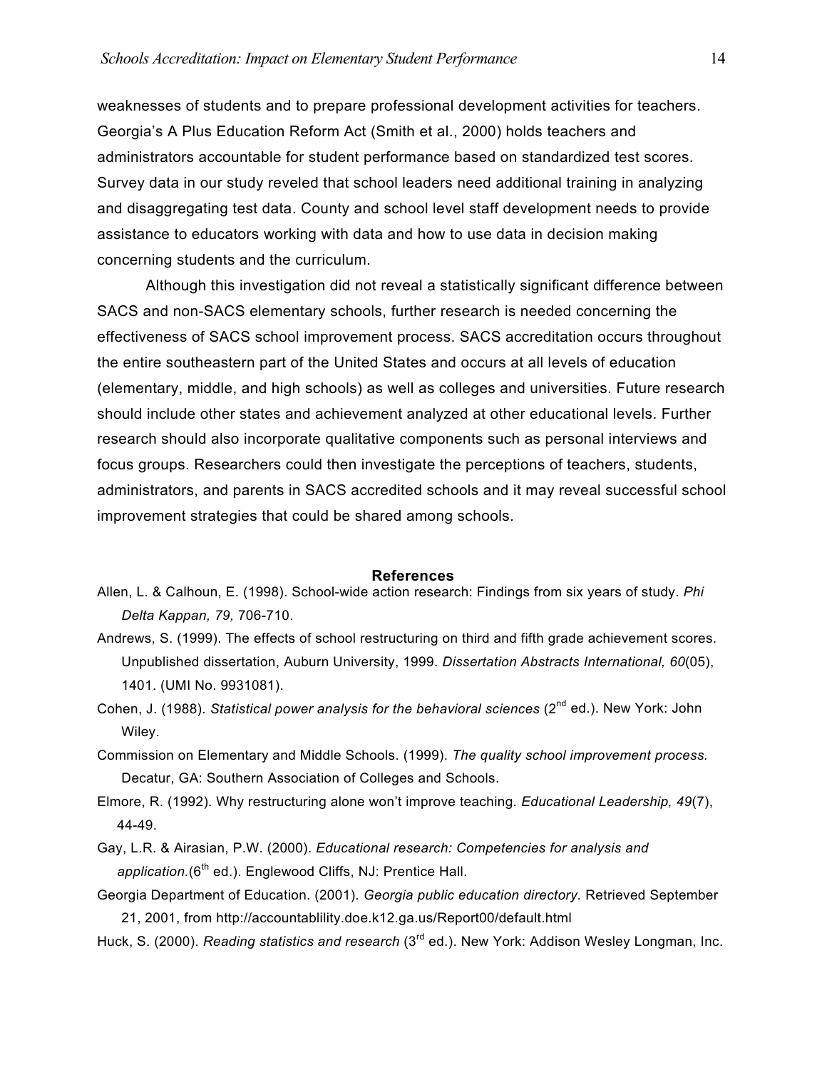weaknesses of students and to prepare professional development activities for teachers. Georgia's A Plus Education Reform Act (Smith et al., 2000) holds teachers and administrators accountable for student performance based on standardized test scores. Survey data in our study reveled that school leaders need additional training in analyzing and disaggregating test data. County and school level staff development needs to provide assistance to educators working with data and how to use data in decision making concerning students and the curriculum.

Although this investigation did not reveal a statistically significant difference between SACS and non-SACS elementary schools, further research is needed concerning the effectiveness of SACS school improvement process. SACS accreditation occurs throughout the entire southeastern part of the United States and occurs at all levels of education (elementary, middle, and high schools) as well as colleges and universities. Future research should include other states and achievement analyzed at other educational levels. Further research should also incorporate qualitative components such as personal interviews and focus groups. Researchers could then investigate the perceptions of teachers, students, administrators, and parents in SACS accredited schools and it may reveal successful school improvement strategies that could be shared among schools.

## References

Allen, L. & Calhoun, E. (1998). School-wide action research: Findings from six years of study. *Phi Delta Kappan, 79,* 706-710.

Andrews, S. (1999). The effects of school restructuring on third and fifth grade achievement scores. Unpublished dissertation, Auburn University, 1999. *Dissertation Abstracts International, 60*(05), 1401. (UMI No. 9931081).

Cohen, J. (1988). *Statistical power analysis for the behavioral sciences* (2nd ed.). New York: John Wiley.

Commission on Elementary and Middle Schools. (1999). *The quality school improvement process.* Decatur, GA: Southern Association of Colleges and Schools.

Elmore, R. (1992). Why restructuring alone won't improve teaching. *Educational Leadership, 49*(7), 44-49.

Gay, L.R. & Airasian, P.W. (2000). *Educational research: Competencies for analysis and application.*(6th ed.). Englewood Cliffs, NJ: Prentice Hall.

Georgia Department of Education. (2001). *Georgia public education directory.* Retrieved September 21, 2001, from http://accountablility.doe.k12.ga.us/Report00/default.html

Huck, S. (2000). *Reading statistics and research* (3rd ed.). New York: Addison Wesley Longman, Inc.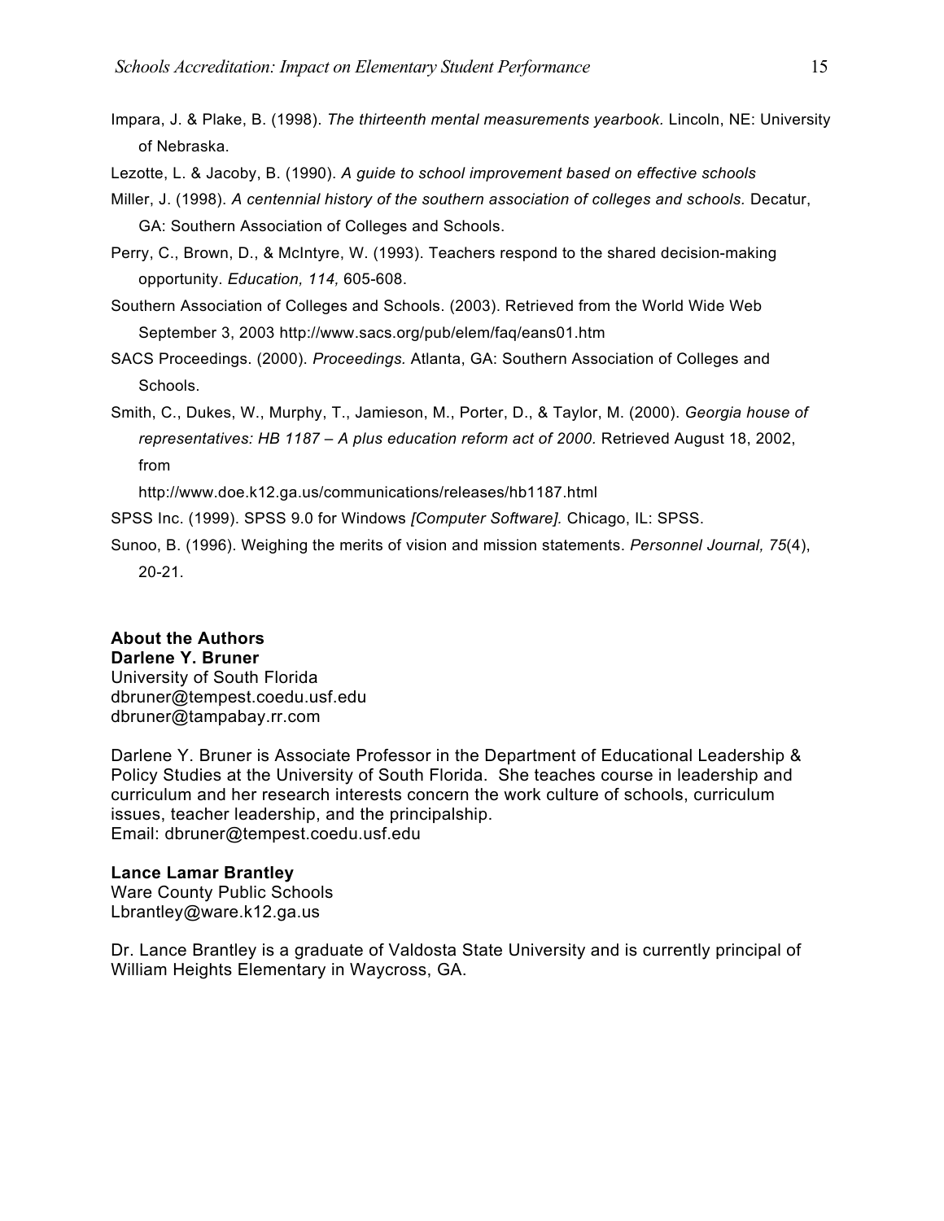Impara, J. & Plake, B. (1998). *The thirteenth mental measurements yearbook.* Lincoln, NE: University of Nebraska.

Lezotte, L. & Jacoby, B. (1990). *A guide to school improvement based on effective schools*

Miller, J. (1998). *A centennial history of the southern association of colleges and schools.* Decatur, GA: Southern Association of Colleges and Schools.

Perry, C., Brown, D., & McIntyre, W. (1993). Teachers respond to the shared decision-making opportunity. *Education, 114,* 605-608.

Southern Association of Colleges and Schools. (2003). Retrieved from the World Wide Web September 3, 2003 http://www.sacs.org/pub/elem/faq/eans01.htm

SACS Proceedings. (2000). *Proceedings.* Atlanta, GA: Southern Association of Colleges and Schools.

Smith, C., Dukes, W., Murphy, T., Jamieson, M., Porter, D., & Taylor, M. (2000). *Georgia house of representatives: HB 1187 – A plus education reform act of 2000.* Retrieved August 18, 2002, from http://www.doe.k12.ga.us/communications/releases/hb1187.html

SPSS Inc. (1999). SPSS 9.0 for Windows *[Computer Software].* Chicago, IL: SPSS.

Sunoo, B. (1996). Weighing the merits of vision and mission statements. *Personnel Journal, 75*(4), 20-21.

## About the Authors

**Darlene Y. Bruner**
University of South Florida
dbruner@tempest.coedu.usf.edu
dbruner@tampabay.rr.com

Darlene Y. Bruner is Associate Professor in the Department of Educational Leadership & Policy Studies at the University of South Florida. She teaches course in leadership and curriculum and her research interests concern the work culture of schools, curriculum issues, teacher leadership, and the principalship.
Email: dbruner@tempest.coedu.usf.edu

**Lance Lamar Brantley**
Ware County Public Schools
Lbrantley@ware.k12.ga.us

Dr. Lance Brantley is a graduate of Valdosta State University and is currently principal of William Heights Elementary in Waycross, GA.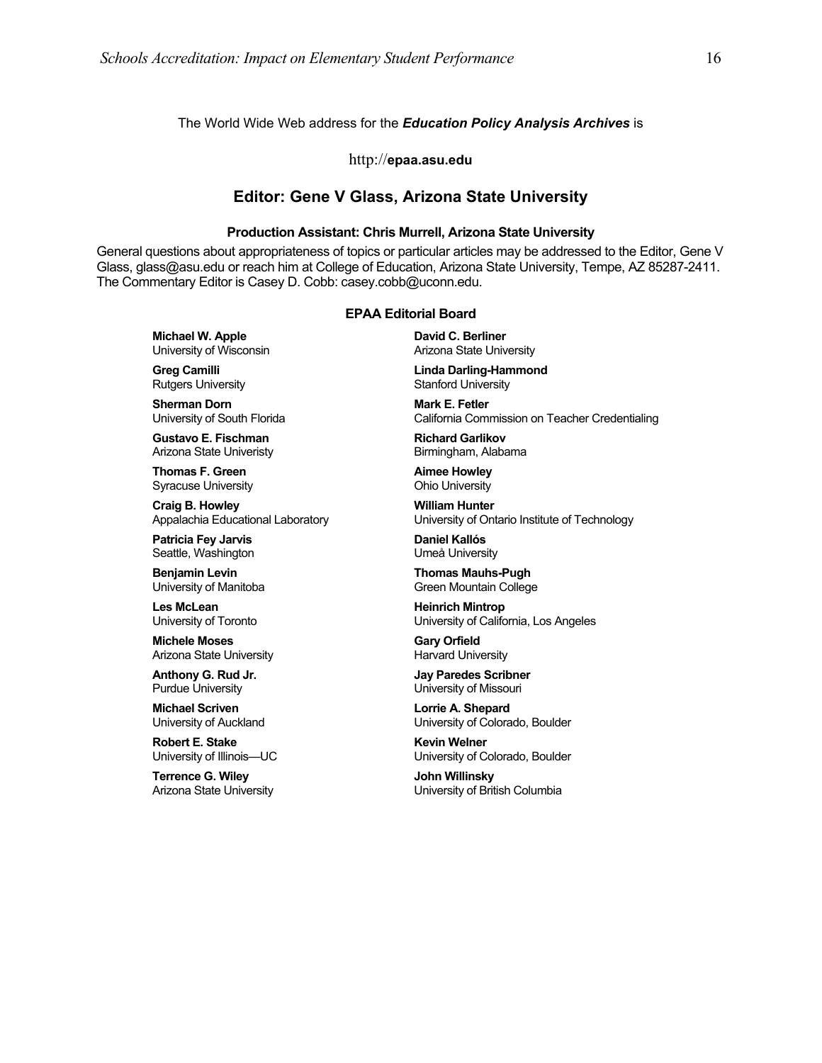The World Wide Web address for the ***Education Policy Analysis Archives*** is

http://**epaa.asu.edu**

## Editor: Gene V Glass, Arizona State University

### Production Assistant: Chris Murrell, Arizona State University

General questions about appropriateness of topics or particular articles may be addressed to the Editor, Gene V Glass, glass@asu.edu or reach him at College of Education, Arizona State University, Tempe, AZ 85287-2411. The Commentary Editor is Casey D. Cobb: casey.cobb@uconn.edu.

### EPAA Editorial Board

**Michael W. Apple**
University of Wisconsin

**David C. Berliner**
Arizona State University

**Greg Camilli**
Rutgers University

**Linda Darling-Hammond**
Stanford University

**Sherman Dorn**
University of South Florida

**Mark E. Fetler**
California Commission on Teacher Credentialing

**Gustavo E. Fischman**
Arizona State Univeristy

**Richard Garlikov**
Birmingham, Alabama

**Thomas F. Green**
Syracuse University

**Aimee Howley**
Ohio University

**Craig B. Howley**
Appalachia Educational Laboratory

**William Hunter**
University of Ontario Institute of Technology

**Patricia Fey Jarvis**
Seattle, Washington

**Daniel Kallós**
Umeå University

**Benjamin Levin**
University of Manitoba

**Thomas Mauhs-Pugh**
Green Mountain College

**Les McLean**
University of Toronto

**Heinrich Mintrop**
University of California, Los Angeles

**Michele Moses**
Arizona State University

**Gary Orfield**
Harvard University

**Anthony G. Rud Jr.**
Purdue University

**Jay Paredes Scribner**
University of Missouri

**Michael Scriven**
University of Auckland

**Lorrie A. Shepard**
University of Colorado, Boulder

**Robert E. Stake**
University of Illinois—UC

**Kevin Welner**
University of Colorado, Boulder

**Terrence G. Wiley**
Arizona State University

**John Willinsky**
University of British Columbia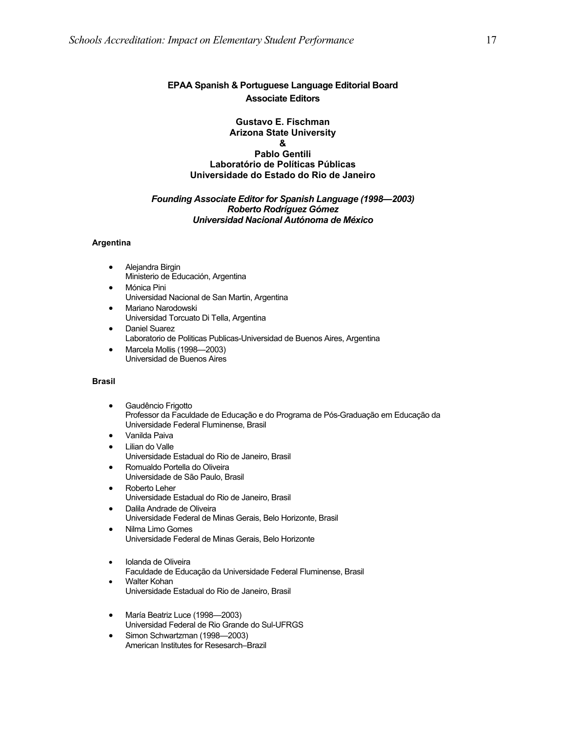## EPAA Spanish & Portuguese Language Editorial Board

### Associate Editors

**Gustavo E. Fischman**
**Arizona State University**
**&**
**Pablo Gentili**
**Laboratório de Políticas Públicas**
**Universidade do Estado do Rio de Janeiro**

***Founding Associate Editor for Spanish Language (1998—2003)***
***Roberto Rodríguez Gómez***
***Universidad Nacional Autónoma de México***

**Argentina**

- Alejandra Birgin
  Ministerio de Educación, Argentina
- Mónica Pini
  Universidad Nacional de San Martin, Argentina
- Mariano Narodowski
  Universidad Torcuato Di Tella, Argentina
- Daniel Suarez
  Laboratorio de Politicas Publicas-Universidad de Buenos Aires, Argentina
- Marcela Mollis (1998—2003)
  Universidad de Buenos Aires

**Brasil**

- Gaudêncio Frigotto
  Professor da Faculdade de Educação e do Programa de Pós-Graduação em Educação da Universidade Federal Fluminense, Brasil
- Vanilda Paiva
- Lilian do Valle
  Universidade Estadual do Rio de Janeiro, Brasil
- Romualdo Portella do Oliveira
  Universidade de São Paulo, Brasil
- Roberto Leher
  Universidade Estadual do Rio de Janeiro, Brasil
- Dalila Andrade de Oliveira
  Universidade Federal de Minas Gerais, Belo Horizonte, Brasil
- Nilma Limo Gomes
  Universidade Federal de Minas Gerais, Belo Horizonte

- Iolanda de Oliveira
  Faculdade de Educação da Universidade Federal Fluminense, Brasil
- Walter Kohan
  Universidade Estadual do Rio de Janeiro, Brasil

- María Beatriz Luce (1998—2003)
  Universidad Federal de Rio Grande do Sul-UFRGS
- Simon Schwartzman (1998—2003)
  American Institutes for Resesarch–Brazil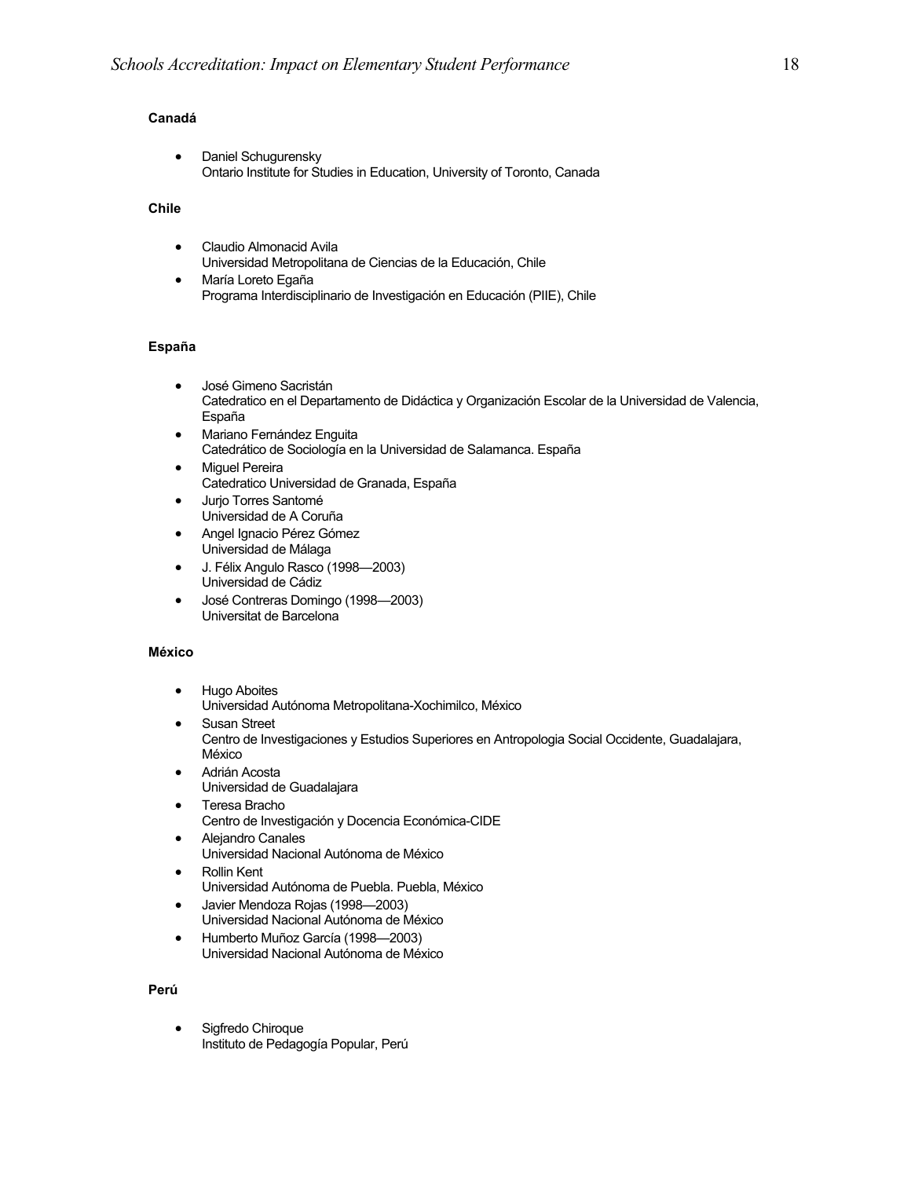**Canadá**

- Daniel Schugurensky
  Ontario Institute for Studies in Education, University of Toronto, Canada

**Chile**

- Claudio Almonacid Avila
  Universidad Metropolitana de Ciencias de la Educación, Chile
- María Loreto Egaña
  Programa Interdisciplinario de Investigación en Educación (PIIE), Chile

**España**

- José Gimeno Sacristán
  Catedratico en el Departamento de Didáctica y Organización Escolar de la Universidad de Valencia, España
- Mariano Fernández Enguita
  Catedrático de Sociología en la Universidad de Salamanca. España
- Miguel Pereira
  Catedratico Universidad de Granada, España
- Jurjo Torres Santomé
  Universidad de A Coruña
- Angel Ignacio Pérez Gómez
  Universidad de Málaga
- J. Félix Angulo Rasco (1998—2003)
  Universidad de Cádiz
- José Contreras Domingo (1998—2003)
  Universitat de Barcelona

**México**

- Hugo Aboites
  Universidad Autónoma Metropolitana-Xochimilco, México
- Susan Street
  Centro de Investigaciones y Estudios Superiores en Antropologia Social Occidente, Guadalajara, México
- Adrián Acosta
  Universidad de Guadalajara
- Teresa Bracho
  Centro de Investigación y Docencia Económica-CIDE
- Alejandro Canales
  Universidad Nacional Autónoma de México
- Rollin Kent
  Universidad Autónoma de Puebla. Puebla, México
- Javier Mendoza Rojas (1998—2003)
  Universidad Nacional Autónoma de México
- Humberto Muñoz García (1998—2003)
  Universidad Nacional Autónoma de México

**Perú**

- Sigfredo Chiroque
  Instituto de Pedagogía Popular, Perú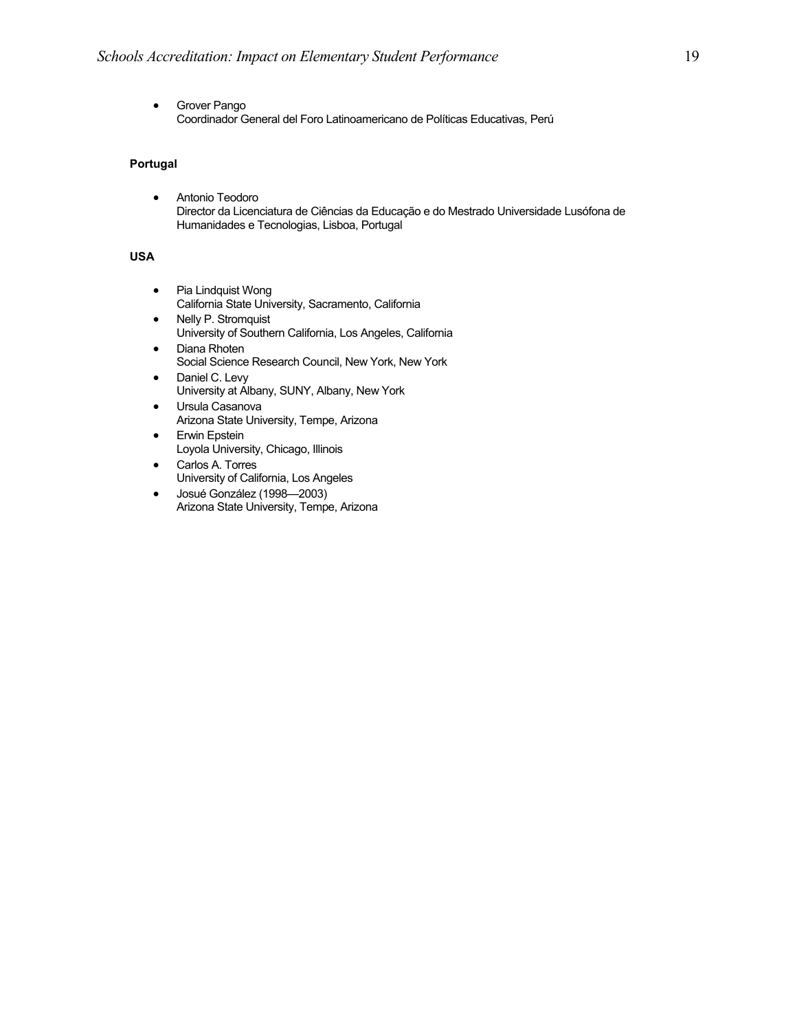- Grover Pango
  Coordinador General del Foro Latinoamericano de Políticas Educativas, Perú

**Portugal**

- Antonio Teodoro
  Director da Licenciatura de Ciências da Educação e do Mestrado Universidade Lusófona de Humanidades e Tecnologias, Lisboa, Portugal

**USA**

- Pia Lindquist Wong
  California State University, Sacramento, California
- Nelly P. Stromquist
  University of Southern California, Los Angeles, California
- Diana Rhoten
  Social Science Research Council, New York, New York
- Daniel C. Levy
  University at Albany, SUNY, Albany, New York
- Ursula Casanova
  Arizona State University, Tempe, Arizona
- Erwin Epstein
  Loyola University, Chicago, Illinois
- Carlos A. Torres
  University of California, Los Angeles
- Josué González (1998—2003)
  Arizona State University, Tempe, Arizona